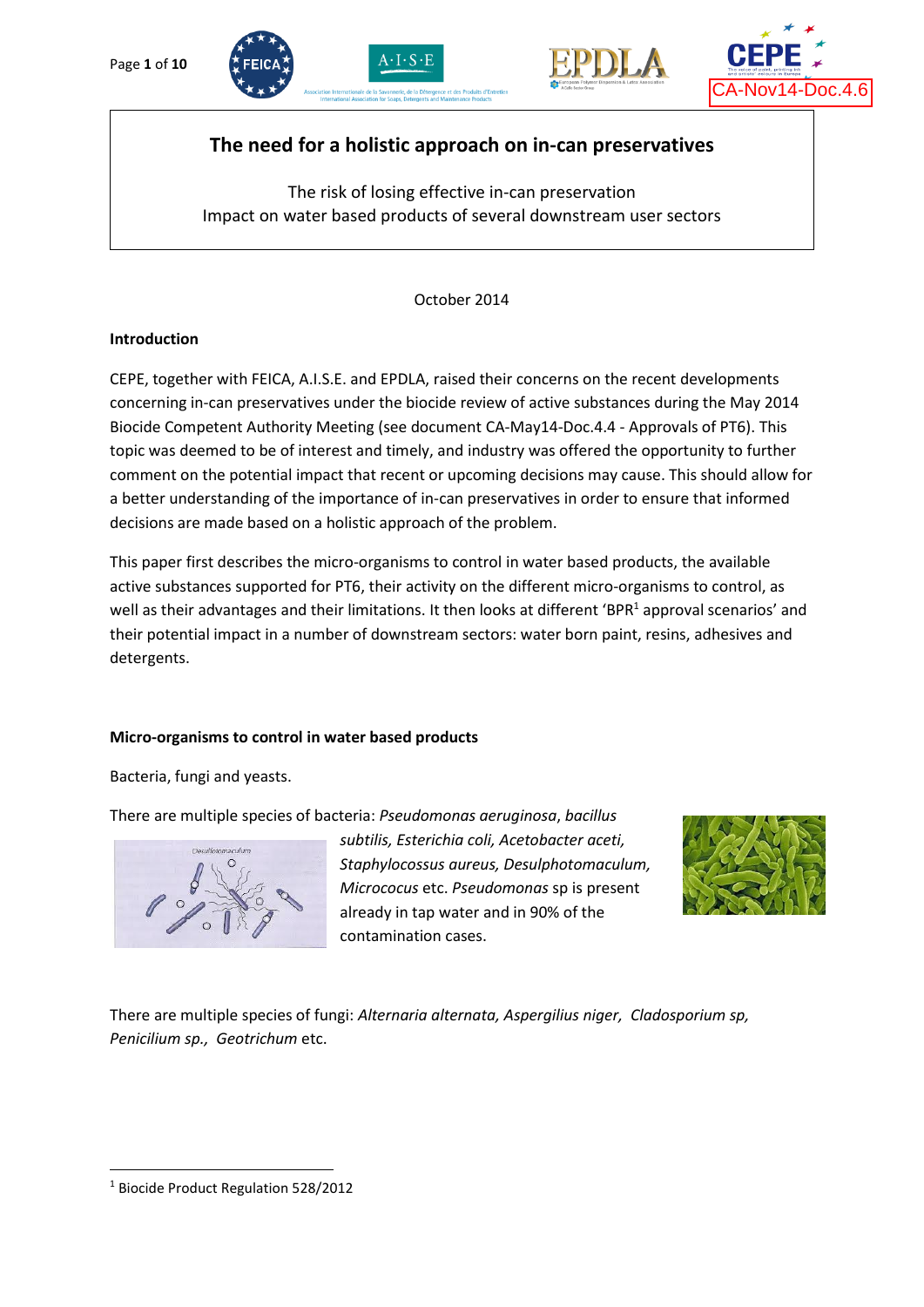CA-Nov14-Doc.4.6

# The need for a holistic approach on in-can preservatives

The risk of losing effective in-can preservation
Impact on water based products of several downstream user sectors

October 2014

## Introduction

CEPE, together with FEICA, A.I.S.E. and EPDLA, raised their concerns on the recent developments concerning in-can preservatives under the biocide review of active substances during the May 2014 Biocide Competent Authority Meeting (see document CA-May14-Doc.4.4 - Approvals of PT6). This topic was deemed to be of interest and timely, and industry was offered the opportunity to further comment on the potential impact that recent or upcoming decisions may cause. This should allow for a better understanding of the importance of in-can preservatives in order to ensure that informed decisions are made based on a holistic approach of the problem.

This paper first describes the micro-organisms to control in water based products, the available active substances supported for PT6, their activity on the different micro-organisms to control, as well as their advantages and their limitations. It then looks at different 'BPR[1] approval scenarios' and their potential impact in a number of downstream sectors: water born paint, resins, adhesives and detergents.

## Micro-organisms to control in water based products

Bacteria, fungi and yeasts.

There are multiple species of bacteria: *Pseudomonas aeruginosa*, *bacillus subtilis, Esterichia coli, Acetobacter aceti, Staphylocossus aureus, Desulphotomaculum, Micrococus* etc. *Pseudomonas* sp is present already in tap water and in 90% of the contamination cases.

There are multiple species of fungi: *Alternaria alternata, Aspergilius niger, Cladosporium sp, Penicilium sp., Geotrichum* etc.

---

[1] Biocide Product Regulation 528/2012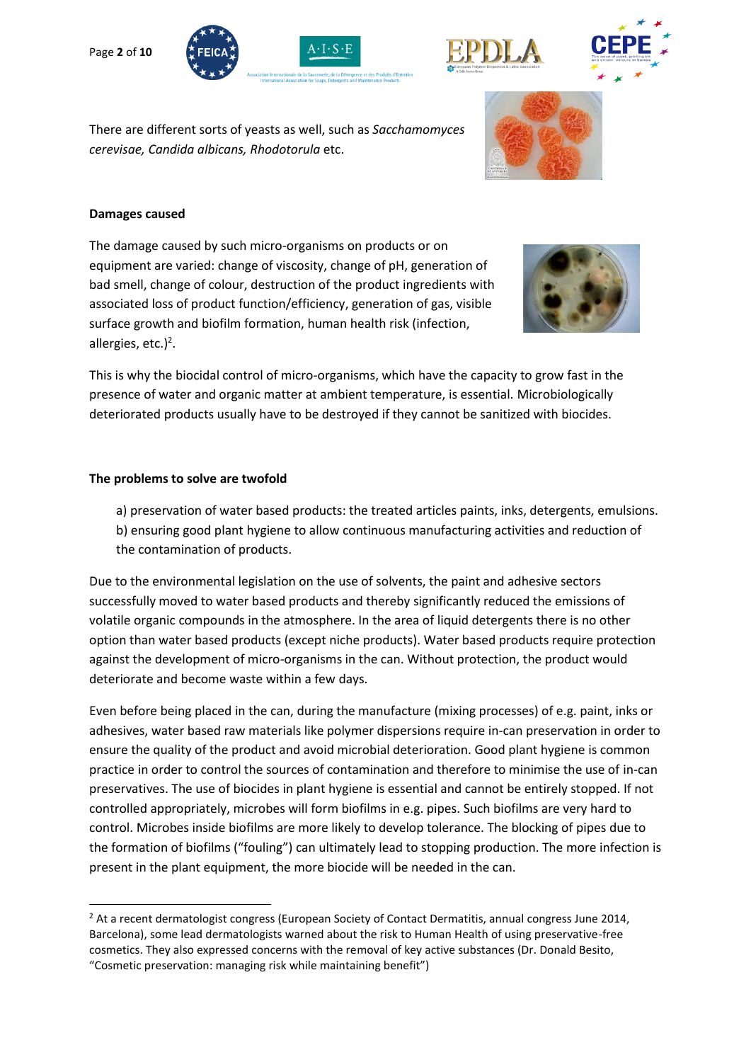There are different sorts of yeasts as well, such as *Sacchamomyces cerevisae, Candida albicans, Rhodotorula* etc.

**Damages caused**

The damage caused by such micro-organisms on products or on equipment are varied: change of viscosity, change of pH, generation of bad smell, change of colour, destruction of the product ingredients with associated loss of product function/efficiency, generation of gas, visible surface growth and biofilm formation, human health risk (infection, allergies, etc.)[2].

This is why the biocidal control of micro-organisms, which have the capacity to grow fast in the presence of water and organic matter at ambient temperature, is essential. Microbiologically deteriorated products usually have to be destroyed if they cannot be sanitized with biocides.

**The problems to solve are twofold**

a) preservation of water based products: the treated articles paints, inks, detergents, emulsions.
b) ensuring good plant hygiene to allow continuous manufacturing activities and reduction of the contamination of products.

Due to the environmental legislation on the use of solvents, the paint and adhesive sectors successfully moved to water based products and thereby significantly reduced the emissions of volatile organic compounds in the atmosphere. In the area of liquid detergents there is no other option than water based products (except niche products). Water based products require protection against the development of micro-organisms in the can. Without protection, the product would deteriorate and become waste within a few days.

Even before being placed in the can, during the manufacture (mixing processes) of e.g. paint, inks or adhesives, water based raw materials like polymer dispersions require in-can preservation in order to ensure the quality of the product and avoid microbial deterioration. Good plant hygiene is common practice in order to control the sources of contamination and therefore to minimise the use of in-can preservatives. The use of biocides in plant hygiene is essential and cannot be entirely stopped. If not controlled appropriately, microbes will form biofilms in e.g. pipes. Such biofilms are very hard to control. Microbes inside biofilms are more likely to develop tolerance. The blocking of pipes due to the formation of biofilms ("fouling") can ultimately lead to stopping production. The more infection is present in the plant equipment, the more biocide will be needed in the can.

[2] At a recent dermatologist congress (European Society of Contact Dermatitis, annual congress June 2014, Barcelona), some lead dermatologists warned about the risk to Human Health of using preservative-free cosmetics. They also expressed concerns with the removal of key active substances (Dr. Donald Besito, "Cosmetic preservation: managing risk while maintaining benefit")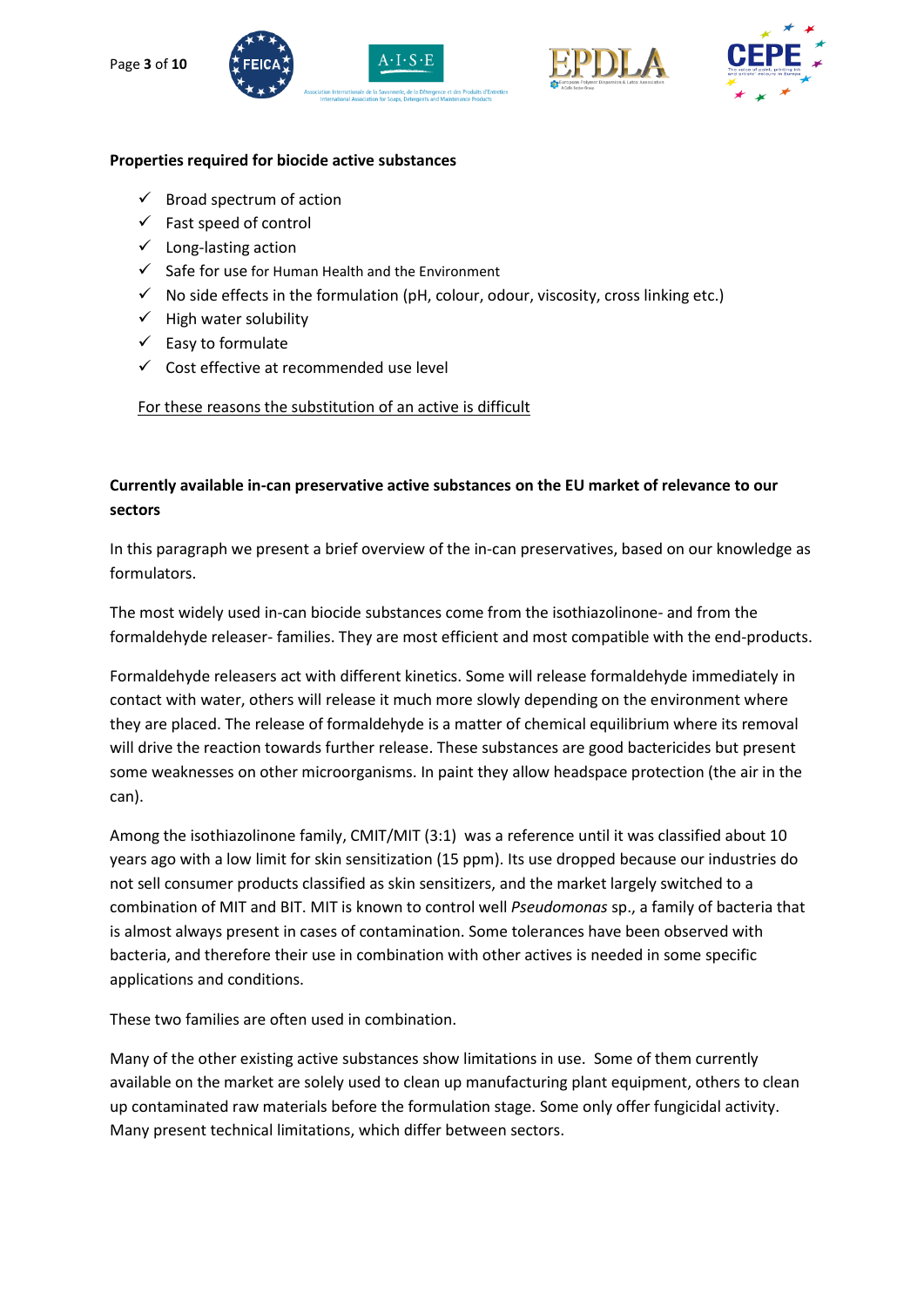**Properties required for biocide active substances**

- ✓ Broad spectrum of action
- ✓ Fast speed of control
- ✓ Long-lasting action
- ✓ Safe for use for Human Health and the Environment
- ✓ No side effects in the formulation (pH, colour, odour, viscosity, cross linking etc.)
- ✓ High water solubility
- ✓ Easy to formulate
- ✓ Cost effective at recommended use level

For these reasons the substitution of an active is difficult

**Currently available in-can preservative active substances on the EU market of relevance to our sectors**

In this paragraph we present a brief overview of the in-can preservatives, based on our knowledge as formulators.

The most widely used in-can biocide substances come from the isothiazolinone- and from the formaldehyde releaser- families. They are most efficient and most compatible with the end-products.

Formaldehyde releasers act with different kinetics. Some will release formaldehyde immediately in contact with water, others will release it much more slowly depending on the environment where they are placed. The release of formaldehyde is a matter of chemical equilibrium where its removal will drive the reaction towards further release. These substances are good bactericides but present some weaknesses on other microorganisms. In paint they allow headspace protection (the air in the can).

Among the isothiazolinone family, CMIT/MIT (3:1) was a reference until it was classified about 10 years ago with a low limit for skin sensitization (15 ppm). Its use dropped because our industries do not sell consumer products classified as skin sensitizers, and the market largely switched to a combination of MIT and BIT. MIT is known to control well *Pseudomonas* sp., a family of bacteria that is almost always present in cases of contamination. Some tolerances have been observed with bacteria, and therefore their use in combination with other actives is needed in some specific applications and conditions.

These two families are often used in combination.

Many of the other existing active substances show limitations in use. Some of them currently available on the market are solely used to clean up manufacturing plant equipment, others to clean up contaminated raw materials before the formulation stage. Some only offer fungicidal activity. Many present technical limitations, which differ between sectors.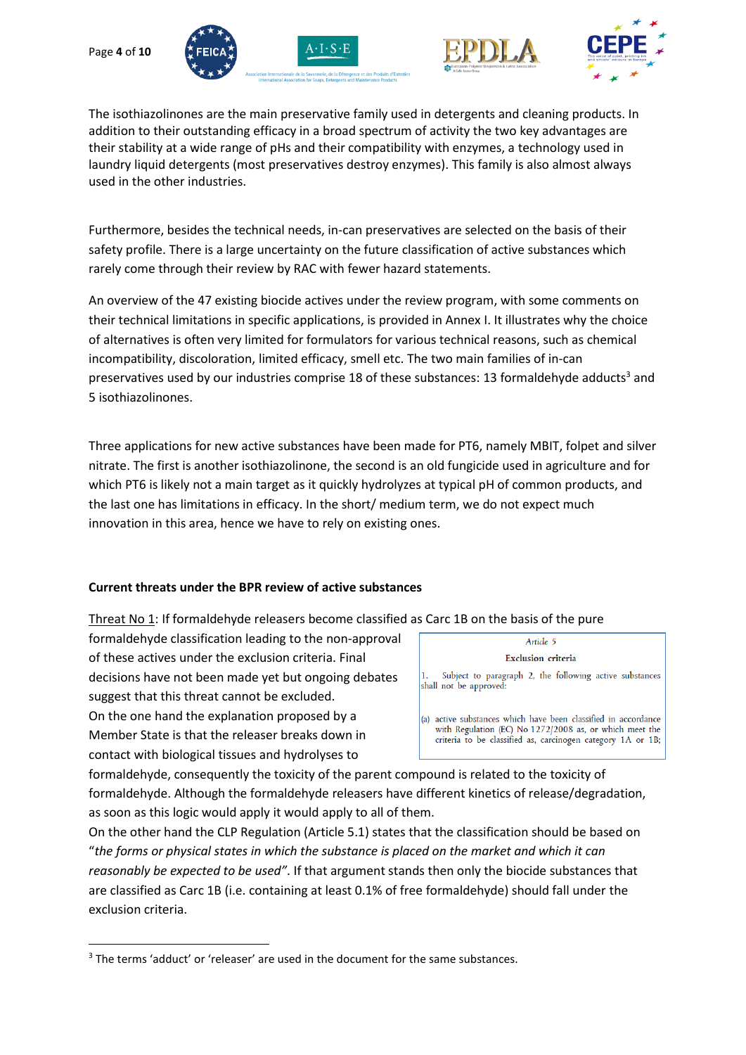The isothiazolinones are the main preservative family used in detergents and cleaning products. In addition to their outstanding efficacy in a broad spectrum of activity the two key advantages are their stability at a wide range of pHs and their compatibility with enzymes, a technology used in laundry liquid detergents (most preservatives destroy enzymes). This family is also almost always used in the other industries.

Furthermore, besides the technical needs, in-can preservatives are selected on the basis of their safety profile. There is a large uncertainty on the future classification of active substances which rarely come through their review by RAC with fewer hazard statements.

An overview of the 47 existing biocide actives under the review program, with some comments on their technical limitations in specific applications, is provided in Annex I. It illustrates why the choice of alternatives is often very limited for formulators for various technical reasons, such as chemical incompatibility, discoloration, limited efficacy, smell etc. The two main families of in-can preservatives used by our industries comprise 18 of these substances: 13 formaldehyde adducts[3] and 5 isothiazolinones.

Three applications for new active substances have been made for PT6, namely MBIT, folpet and silver nitrate. The first is another isothiazolinone, the second is an old fungicide used in agriculture and for which PT6 is likely not a main target as it quickly hydrolyzes at typical pH of common products, and the last one has limitations in efficacy. In the short/ medium term, we do not expect much innovation in this area, hence we have to rely on existing ones.

**Current threats under the BPR review of active substances**

Threat No 1: If formaldehyde releasers become classified as Carc 1B on the basis of the pure formaldehyde classification leading to the non-approval of these actives under the exclusion criteria. Final decisions have not been made yet but ongoing debates suggest that this threat cannot be excluded.

> *Article 5*
>
> **Exclusion criteria**
>
> 1. Subject to paragraph 2, the following active substances shall not be approved:
>
> (a) active substances which have been classified in accordance with Regulation (EC) No 1272/2008 as, or which meet the criteria to be classified as, carcinogen category 1A or 1B;

On the one hand the explanation proposed by a Member State is that the releaser breaks down in contact with biological tissues and hydrolyses to formaldehyde, consequently the toxicity of the parent compound is related to the toxicity of formaldehyde. Although the formaldehyde releasers have different kinetics of release/degradation, as soon as this logic would apply it would apply to all of them.

On the other hand the CLP Regulation (Article 5.1) states that the classification should be based on "*the forms or physical states in which the substance is placed on the market and which it can reasonably be expected to be used*". If that argument stands then only the biocide substances that are classified as Carc 1B (i.e. containing at least 0.1% of free formaldehyde) should fall under the exclusion criteria.

---

[3] The terms 'adduct' or 'releaser' are used in the document for the same substances.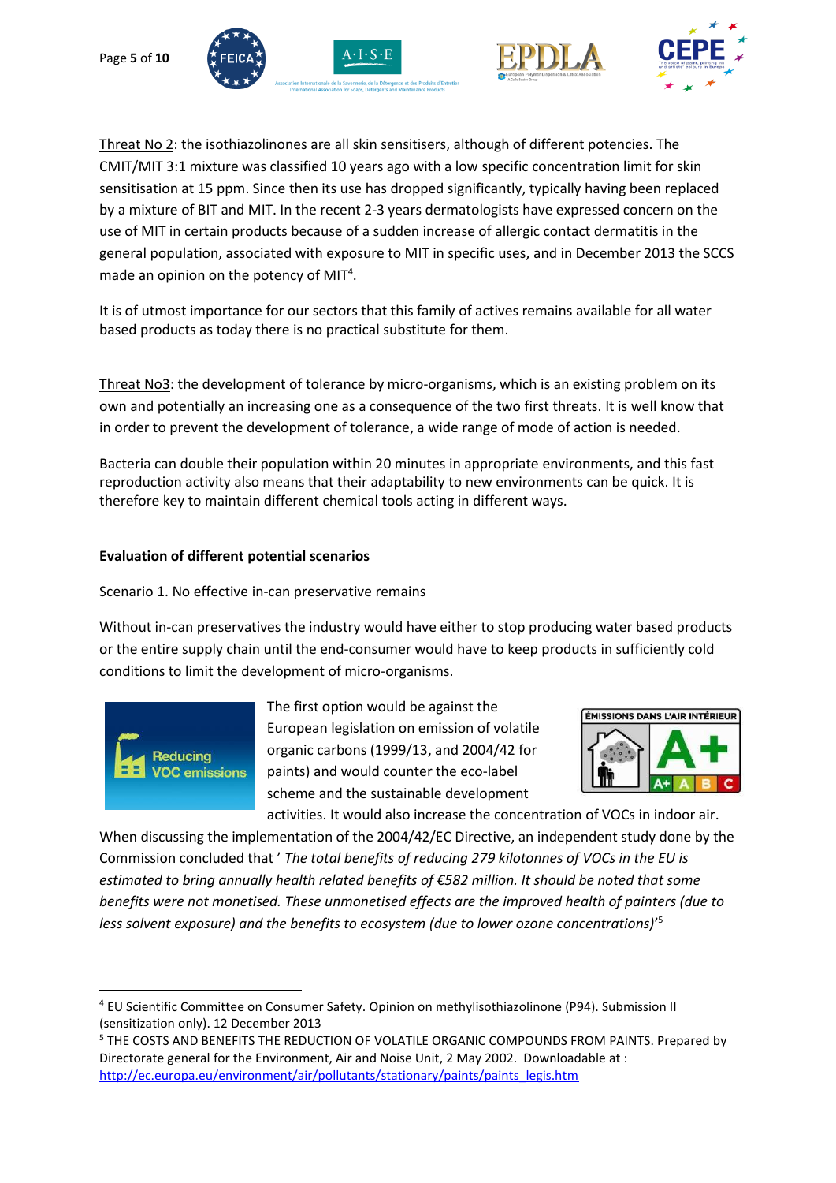Threat No 2: the isothiazolinones are all skin sensitisers, although of different potencies. The CMIT/MIT 3:1 mixture was classified 10 years ago with a low specific concentration limit for skin sensitisation at 15 ppm. Since then its use has dropped significantly, typically having been replaced by a mixture of BIT and MIT. In the recent 2-3 years dermatologists have expressed concern on the use of MIT in certain products because of a sudden increase of allergic contact dermatitis in the general population, associated with exposure to MIT in specific uses, and in December 2013 the SCCS made an opinion on the potency of MIT[4].

It is of utmost importance for our sectors that this family of actives remains available for all water based products as today there is no practical substitute for them.

Threat No3: the development of tolerance by micro-organisms, which is an existing problem on its own and potentially an increasing one as a consequence of the two first threats. It is well know that in order to prevent the development of tolerance, a wide range of mode of action is needed.

Bacteria can double their population within 20 minutes in appropriate environments, and this fast reproduction activity also means that their adaptability to new environments can be quick. It is therefore key to maintain different chemical tools acting in different ways.

**Evaluation of different potential scenarios**

Scenario 1. No effective in-can preservative remains

Without in-can preservatives the industry would have either to stop producing water based products or the entire supply chain until the end-consumer would have to keep products in sufficiently cold conditions to limit the development of micro-organisms.

The first option would be against the European legislation on emission of volatile organic carbons (1999/13, and 2004/42 for paints) and would counter the eco-label scheme and the sustainable development activities. It would also increase the concentration of VOCs in indoor air. When discussing the implementation of the 2004/42/EC Directive, an independent study done by the Commission concluded that ' *The total benefits of reducing 279 kilotonnes of VOCs in the EU is estimated to bring annually health related benefits of €582 million. It should be noted that some benefits were not monetised. These unmonetised effects are the improved health of painters (due to less solvent exposure) and the benefits to ecosystem (due to lower ozone concentrations)*'[5]

---

[4] EU Scientific Committee on Consumer Safety. Opinion on methylisothiazolinone (P94). Submission II (sensitization only). 12 December 2013

[5] THE COSTS AND BENEFITS THE REDUCTION OF VOLATILE ORGANIC COMPOUNDS FROM PAINTS. Prepared by Directorate general for the Environment, Air and Noise Unit, 2 May 2002. Downloadable at : http://ec.europa.eu/environment/air/pollutants/stationary/paints/paints_legis.htm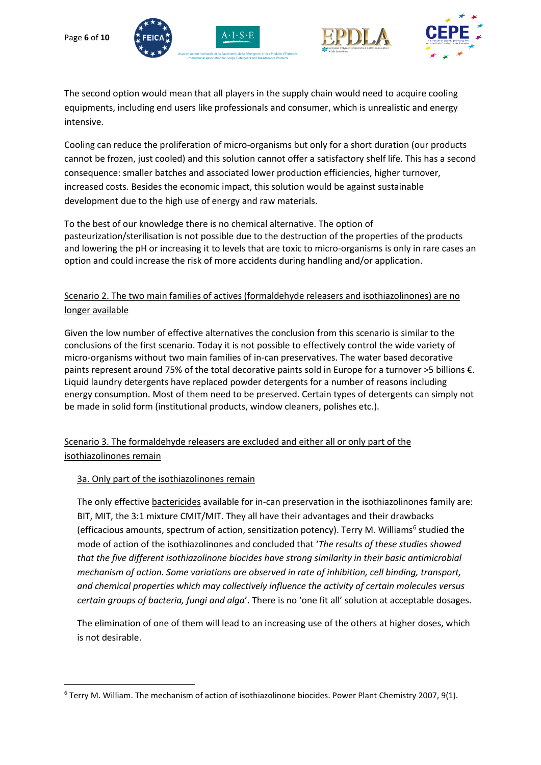The second option would mean that all players in the supply chain would need to acquire cooling equipments, including end users like professionals and consumer, which is unrealistic and energy intensive.

Cooling can reduce the proliferation of micro-organisms but only for a short duration (our products cannot be frozen, just cooled) and this solution cannot offer a satisfactory shelf life. This has a second consequence: smaller batches and associated lower production efficiencies, higher turnover, increased costs. Besides the economic impact, this solution would be against sustainable development due to the high use of energy and raw materials.

To the best of our knowledge there is no chemical alternative. The option of pasteurization/sterilisation is not possible due to the destruction of the properties of the products and lowering the pH or increasing it to levels that are toxic to micro-organisms is only in rare cases an option and could increase the risk of more accidents during handling and/or application.

<u>Scenario 2. The two main families of actives (formaldehyde releasers and isothiazolinones) are no longer available</u>

Given the low number of effective alternatives the conclusion from this scenario is similar to the conclusions of the first scenario. Today it is not possible to effectively control the wide variety of micro-organisms without two main families of in-can preservatives. The water based decorative paints represent around 75% of the total decorative paints sold in Europe for a turnover >5 billions €. Liquid laundry detergents have replaced powder detergents for a number of reasons including energy consumption. Most of them need to be preserved. Certain types of detergents can simply not be made in solid form (institutional products, window cleaners, polishes etc.).

<u>Scenario 3. The formaldehyde releasers are excluded and either all or only part of the isothiazolinones remain</u>

<u>3a. Only part of the isothiazolinones remain</u>

The only effective <u>bactericides</u> available for in-can preservation in the isothiazolinones family are: BIT, MIT, the 3:1 mixture CMIT/MIT. They all have their advantages and their drawbacks (efficacious amounts, spectrum of action, sensitization potency). Terry M. Williams[6] studied the mode of action of the isothiazolinones and concluded that '*The results of these studies showed that the five different isothiazolinone biocides have strong similarity in their basic antimicrobial mechanism of action. Some variations are observed in rate of inhibition, cell binding, transport, and chemical properties which may collectively influence the activity of certain molecules versus certain groups of bacteria, fungi and alga*'. There is no 'one fit all' solution at acceptable dosages.

The elimination of one of them will lead to an increasing use of the others at higher doses, which is not desirable.

---

[6] Terry M. William. The mechanism of action of isothiazolinone biocides. Power Plant Chemistry 2007, 9(1).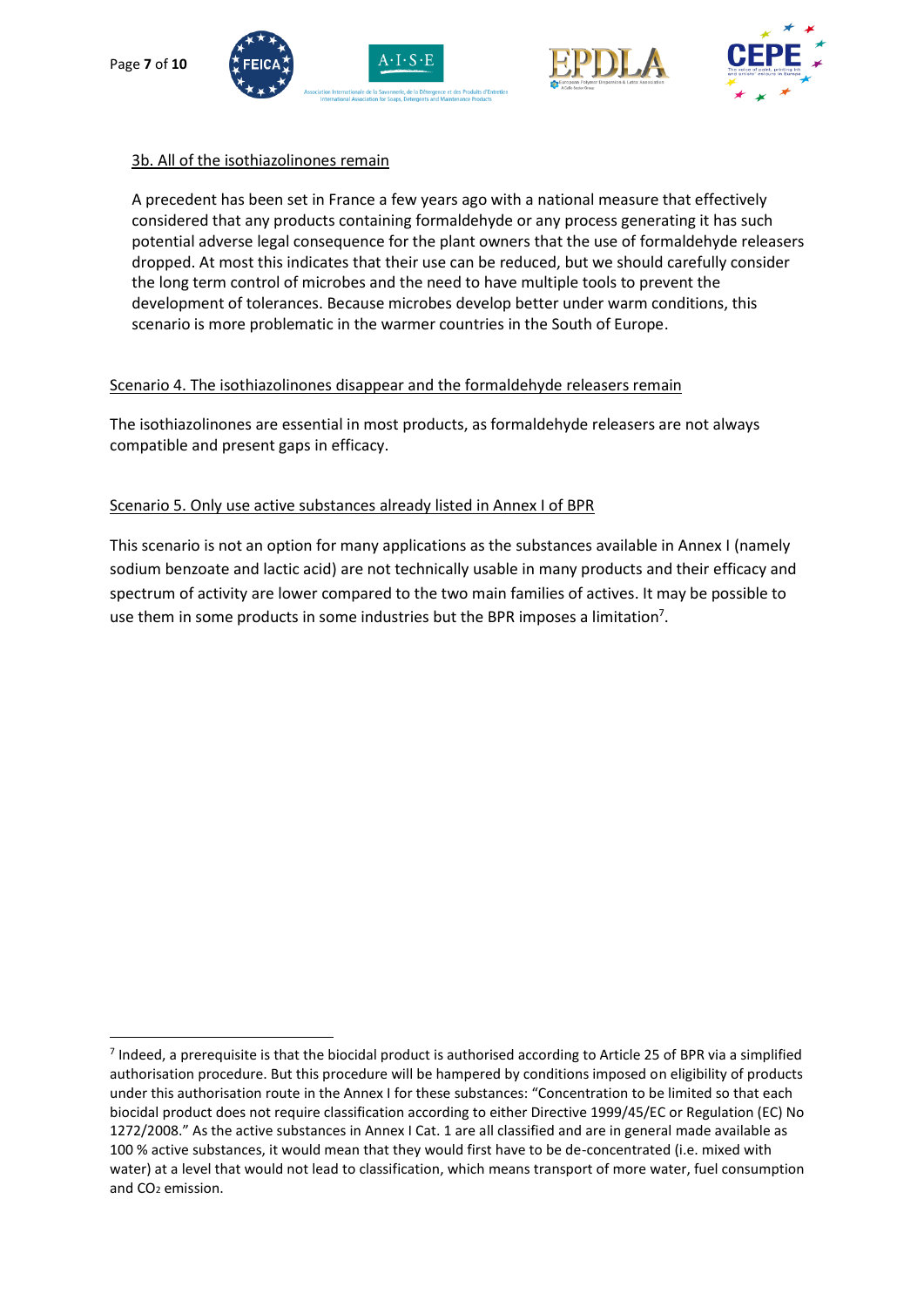3b. All of the isothiazolinones remain

A precedent has been set in France a few years ago with a national measure that effectively considered that any products containing formaldehyde or any process generating it has such potential adverse legal consequence for the plant owners that the use of formaldehyde releasers dropped. At most this indicates that their use can be reduced, but we should carefully consider the long term control of microbes and the need to have multiple tools to prevent the development of tolerances. Because microbes develop better under warm conditions, this scenario is more problematic in the warmer countries in the South of Europe.

Scenario 4. The isothiazolinones disappear and the formaldehyde releasers remain

The isothiazolinones are essential in most products, as formaldehyde releasers are not always compatible and present gaps in efficacy.

Scenario 5. Only use active substances already listed in Annex I of BPR

This scenario is not an option for many applications as the substances available in Annex I (namely sodium benzoate and lactic acid) are not technically usable in many products and their efficacy and spectrum of activity are lower compared to the two main families of actives. It may be possible to use them in some products in some industries but the BPR imposes a limitation[7].

---

[7] Indeed, a prerequisite is that the biocidal product is authorised according to Article 25 of BPR via a simplified authorisation procedure. But this procedure will be hampered by conditions imposed on eligibility of products under this authorisation route in the Annex I for these substances: "Concentration to be limited so that each biocidal product does not require classification according to either Directive 1999/45/EC or Regulation (EC) No 1272/2008." As the active substances in Annex I Cat. 1 are all classified and are in general made available as 100 % active substances, it would mean that they would first have to be de-concentrated (i.e. mixed with water) at a level that would not lead to classification, which means transport of more water, fuel consumption and $CO_2$ emission.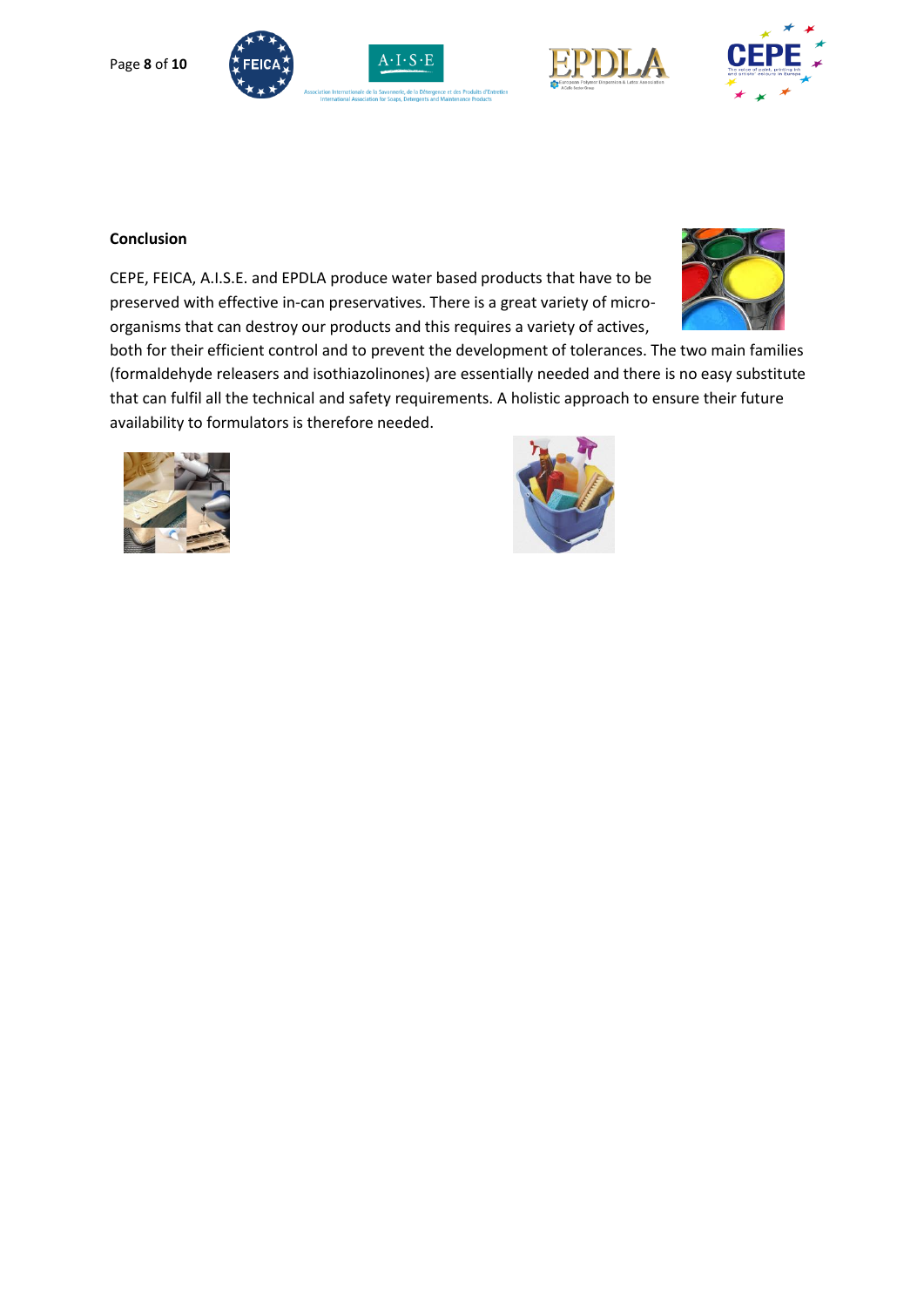**Conclusion**

CEPE, FEICA, A.I.S.E. and EPDLA produce water based products that have to be preserved with effective in-can preservatives. There is a great variety of micro-organisms that can destroy our products and this requires a variety of actives, both for their efficient control and to prevent the development of tolerances. The two main families (formaldehyde releasers and isothiazolinones) are essentially needed and there is no easy substitute that can fulfil all the technical and safety requirements. A holistic approach to ensure their future availability to formulators is therefore needed.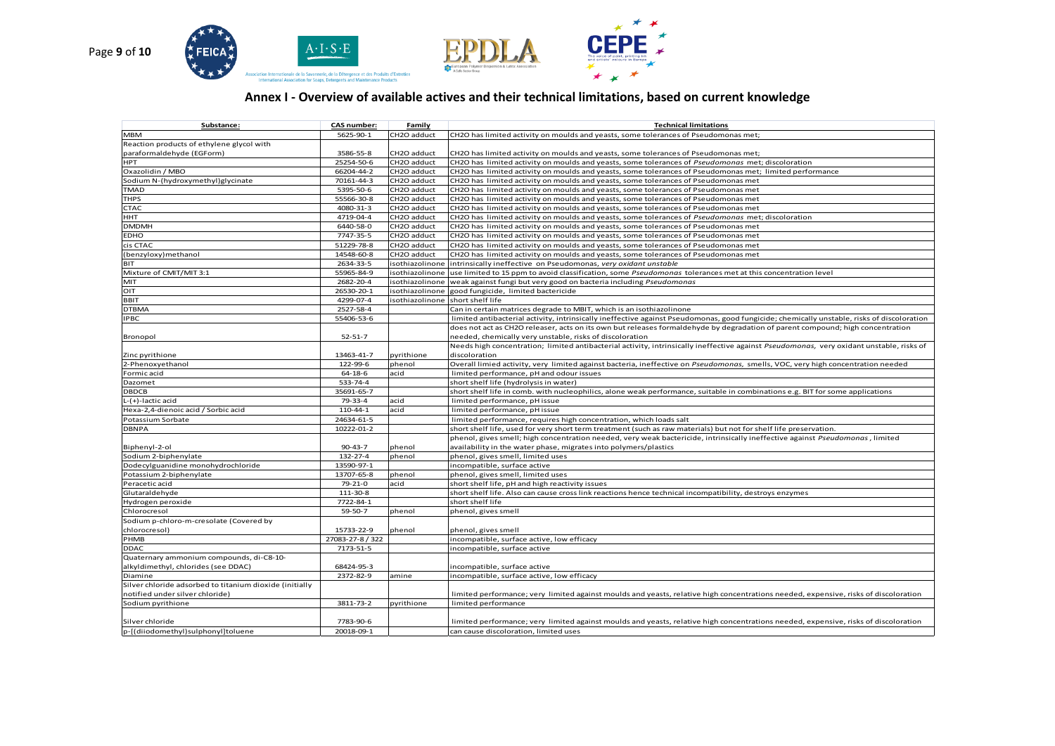# Annex I - Overview of available actives and their technical limitations, based on current knowledge

| Substance: | CAS number: | Family | Technical limitations |
|---|---|---|---|
| MBM | 5625-90-1 | CH2O adduct | CH2O has limited activity on moulds and yeasts, some tolerances of Pseudomonas met; |
| Reaction products of ethylene glycol with paraformaldehyde (EGForm) | 3586-55-8 | CH2O adduct | CH2O has limited activity on moulds and yeasts, some tolerances of Pseudomonas met; |
| HPT | 25254-50-6 | CH2O adduct | CH2O has limited activity on moulds and yeasts, some tolerances of *Pseudomonas* met; discoloration |
| Oxazolidin / MBO | 66204-44-2 | CH2O adduct | CH2O has limited activity on moulds and yeasts, some tolerances of Pseudomonas met; limited performance |
| Sodium N-(hydroxymethyl)glycinate | 70161-44-3 | CH2O adduct | CH2O has limited activity on moulds and yeasts, some tolerances of Pseudomonas met |
| TMAD | 5395-50-6 | CH2O adduct | CH2O has limited activity on moulds and yeasts, some tolerances of Pseudomonas met |
| THPS | 55566-30-8 | CH2O adduct | CH2O has limited activity on moulds and yeasts, some tolerances of Pseudomonas met |
| CTAC | 4080-31-3 | CH2O adduct | CH2O has limited activity on moulds and yeasts, some tolerances of Pseudomonas met |
| HHT | 4719-04-4 | CH2O adduct | CH2O has limited activity on moulds and yeasts, some tolerances of *Pseudomonas* met; discoloration |
| DMDMH | 6440-58-0 | CH2O adduct | CH2O has limited activity on moulds and yeasts, some tolerances of Pseudomonas met |
| EDHO | 7747-35-5 | CH2O adduct | CH2O has limited activity on moulds and yeasts, some tolerances of Pseudomonas met |
| cis CTAC | 51229-78-8 | CH2O adduct | CH2O has limited activity on moulds and yeasts, some tolerances of Pseudomonas met |
| (benzyloxy)methanol | 14548-60-8 | CH2O adduct | CH2O has limited activity on moulds and yeasts, some tolerances of Pseudomonas met |
| BIT | 2634-33-5 | isothiazolinone | intrinsically ineffective on Pseudomonas, *very oxidant unstable* |
| Mixture of CMIT/MIT 3:1 | 55965-84-9 | isothiazolinone | use limited to 15 ppm to avoid classification, some *Pseudomonas* tolerances met at this concentration level |
| MIT | 2682-20-4 | isothiazolinone | weak against fungi but very good on bacteria including *Pseudomonas* |
| OIT | 26530-20-1 | isothiazolinone | good fungicide, limited bactericide |
| BBIT | 4299-07-4 | isothiazolinone | short shelf life |
| DTBMA | 2527-58-4 | | Can in certain matrices degrade to MBIT, which is an isothiazolinone |
| IPBC | 55406-53-6 | | limited antibacterial activity, intrinsically ineffective against Pseudomonas, good fungicide; chemically unstable, risks of discoloration |
| Bronopol | 52-51-7 | | does not act as CH2O releaser, acts on its own but releases formaldehyde by degradation of parent compound; high concentration needed, chemically very unstable, risks of discoloration |
| Zinc pyrithione | 13463-41-7 | pyrithione | Needs high concentration; limited antibacterial activity, intrinsically ineffective against *Pseudomonas,* very oxidant unstable, risks of discoloration |
| 2-Phenoxyethanol | 122-99-6 | phenol | Overall limied activity, very limited against bacteria, ineffective on *Pseudomonas,* smells, VOC, very high concentration needed |
| Formic acid | 64-18-6 | acid | limited performance, pH and odour issues |
| Dazomet | 533-74-4 | | short shelf life (hydrolysis in water) |
| DBDCB | 35691-65-7 | | short shelf life in comb. with nucleophilics, alone weak performance, suitable in combinations e.g. BIT for some applications |
| L-(+)-lactic acid | 79-33-4 | acid | limited performance, pH issue |
| Hexa-2,4-dienoic acid / Sorbic acid | 110-44-1 | acid | limited performance, pH issue |
| Potassium Sorbate | 24634-61-5 | | limited performance, requires high concentration, which loads salt |
| DBNPA | 10222-01-2 | | short shelf life, used for very short term treatment (such as raw materials) but not for shelf life preservation. |
| Biphenyl-2-ol | 90-43-7 | phenol | phenol, gives smell; high concentration needed, very weak bactericide, intrinsically ineffective against *Pseudomonas* , limited availability in the water phase, migrates into polymers/plastics |
| Sodium 2-biphenylate | 132-27-4 | phenol | phenol, gives smell, limited uses |
| Dodecylguanidine monohydrochloride | 13590-97-1 | | incompatible, surface active |
| Potassium 2-biphenylate | 13707-65-8 | phenol | phenol, gives smell, limited uses |
| Peracetic acid | 79-21-0 | acid | short shelf life, pH and high reactivity issues |
| Glutaraldehyde | 111-30-8 | | short shelf life. Also can cause cross link reactions hence technical incompatibility, destroys enzymes |
| Hydrogen peroxide | 7722-84-1 | | short shelf life |
| Chlorocresol | 59-50-7 | phenol | phenol, gives smell |
| Sodium p-chloro-m-cresolate (Covered by chlorocresol) | 15733-22-9 | phenol | phenol, gives smell |
| PHMB | 27083-27-8 / 322 | | incompatible, surface active, low efficacy |
| DDAC | 7173-51-5 | | incompatible, surface active |
| Quaternary ammonium compounds, di-C8-10-alkyldimethyl, chlorides (see DDAC) | 68424-95-3 | | incompatible, surface active |
| Diamine | 2372-82-9 | amine | incompatible, surface active, low efficacy |
| Silver chloride adsorbed to titanium dioxide (initially notified under silver chloride) | | | limited performance; very limited against moulds and yeasts, relative high concentrations needed, expensive, risks of discoloration |
| Sodium pyrithione | 3811-73-2 | pyrithione | limited performance |
| Silver chloride | 7783-90-6 | | limited performance; very limited against moulds and yeasts, relative high concentrations needed, expensive, risks of discoloration |
| p-[(diiodomethyl)sulphonyl]toluene | 20018-09-1 | | can cause discoloration, limited uses |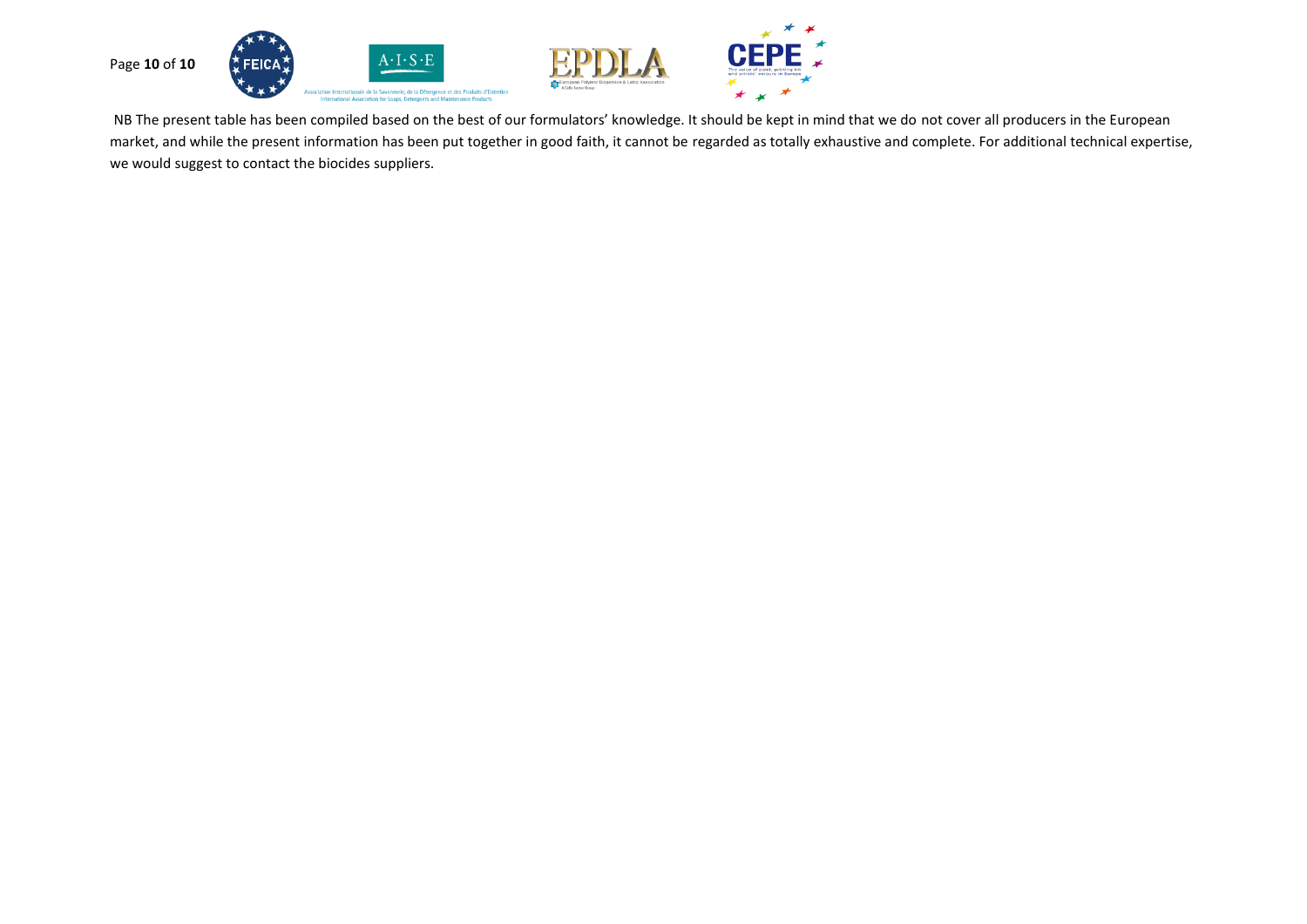NB The present table has been compiled based on the best of our formulators' knowledge. It should be kept in mind that we do not cover all producers in the European market, and while the present information has been put together in good faith, it cannot be regarded as totally exhaustive and complete. For additional technical expertise, we would suggest to contact the biocides suppliers.